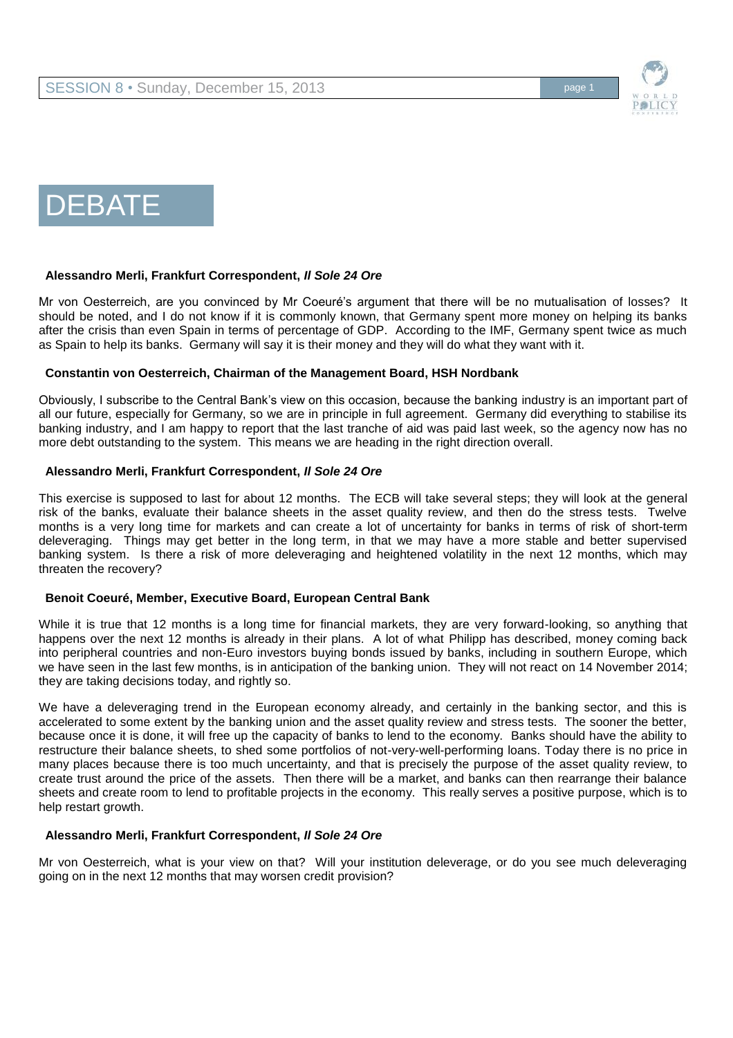# DEBATE

**Alessandro Merli, Frankfurt Correspondent, *Il Sole 24 Ore***

Mr von Oesterreich, are you convinced by Mr Coeuré's argument that there will be no mutualisation of losses? It should be noted, and I do not know if it is commonly known, that Germany spent more money on helping its banks after the crisis than even Spain in terms of percentage of GDP. According to the IMF, Germany spent twice as much as Spain to help its banks. Germany will say it is their money and they will do what they want with it.

**Constantin von Oesterreich, Chairman of the Management Board, HSH Nordbank**

Obviously, I subscribe to the Central Bank's view on this occasion, because the banking industry is an important part of all our future, especially for Germany, so we are in principle in full agreement. Germany did everything to stabilise its banking industry, and I am happy to report that the last tranche of aid was paid last week, so the agency now has no more debt outstanding to the system. This means we are heading in the right direction overall.

**Alessandro Merli, Frankfurt Correspondent, *Il Sole 24 Ore***

This exercise is supposed to last for about 12 months. The ECB will take several steps; they will look at the general risk of the banks, evaluate their balance sheets in the asset quality review, and then do the stress tests. Twelve months is a very long time for markets and can create a lot of uncertainty for banks in terms of risk of short-term deleveraging. Things may get better in the long term, in that we may have a more stable and better supervised banking system. Is there a risk of more deleveraging and heightened volatility in the next 12 months, which may threaten the recovery?

**Benoit Coeuré, Member, Executive Board, European Central Bank**

While it is true that 12 months is a long time for financial markets, they are very forward-looking, so anything that happens over the next 12 months is already in their plans. A lot of what Philipp has described, money coming back into peripheral countries and non-Euro investors buying bonds issued by banks, including in southern Europe, which we have seen in the last few months, is in anticipation of the banking union. They will not react on 14 November 2014; they are taking decisions today, and rightly so.

We have a deleveraging trend in the European economy already, and certainly in the banking sector, and this is accelerated to some extent by the banking union and the asset quality review and stress tests. The sooner the better, because once it is done, it will free up the capacity of banks to lend to the economy. Banks should have the ability to restructure their balance sheets, to shed some portfolios of not-very-well-performing loans. Today there is no price in many places because there is too much uncertainty, and that is precisely the purpose of the asset quality review, to create trust around the price of the assets. Then there will be a market, and banks can then rearrange their balance sheets and create room to lend to profitable projects in the economy. This really serves a positive purpose, which is to help restart growth.

**Alessandro Merli, Frankfurt Correspondent, *Il Sole 24 Ore***

Mr von Oesterreich, what is your view on that? Will your institution deleverage, or do you see much deleveraging going on in the next 12 months that may worsen credit provision?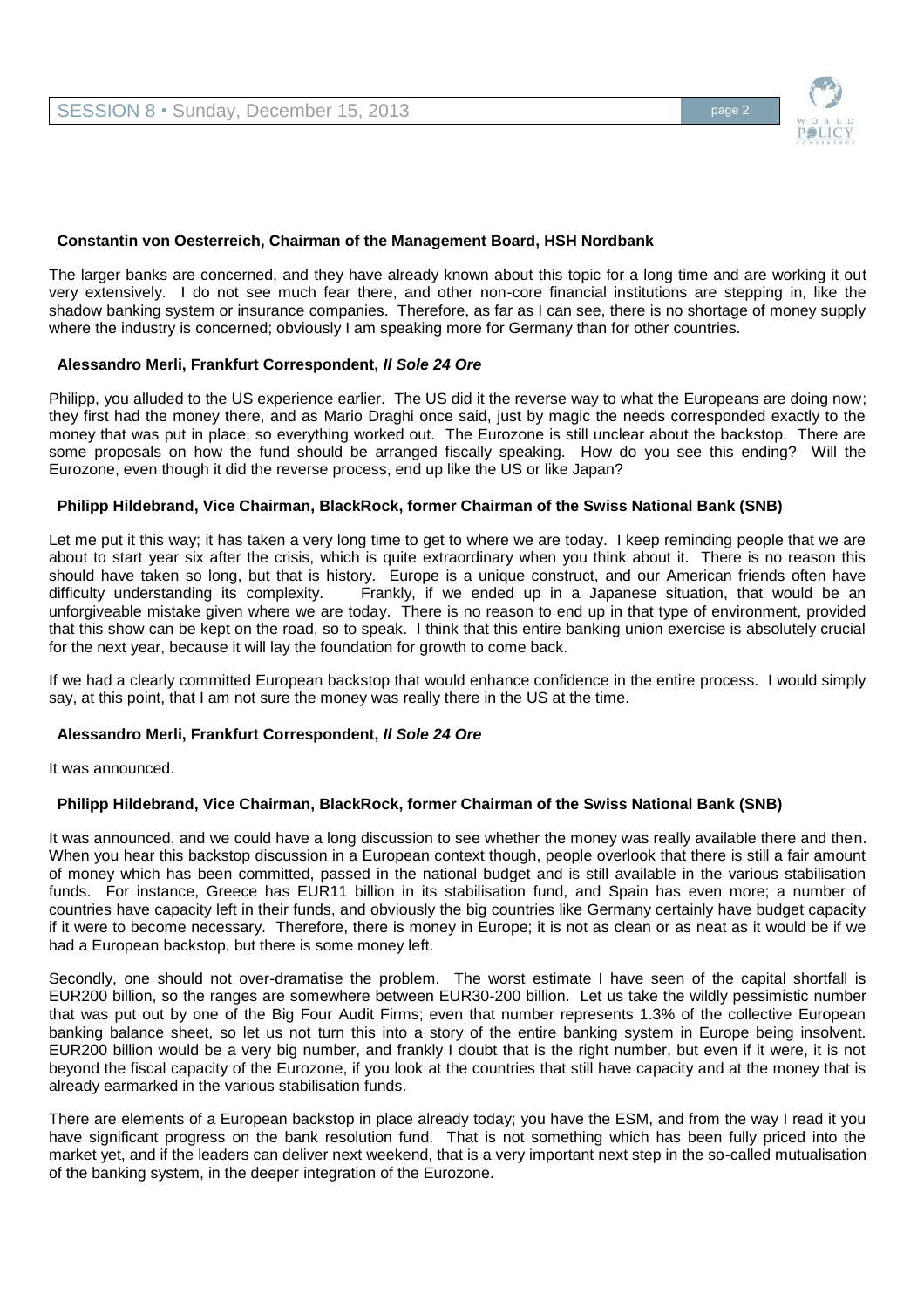**Constantin von Oesterreich, Chairman of the Management Board, HSH Nordbank**

The larger banks are concerned, and they have already known about this topic for a long time and are working it out very extensively. I do not see much fear there, and other non-core financial institutions are stepping in, like the shadow banking system or insurance companies. Therefore, as far as I can see, there is no shortage of money supply where the industry is concerned; obviously I am speaking more for Germany than for other countries.

**Alessandro Merli, Frankfurt Correspondent, *Il Sole 24 Ore***

Philipp, you alluded to the US experience earlier. The US did it the reverse way to what the Europeans are doing now; they first had the money there, and as Mario Draghi once said, just by magic the needs corresponded exactly to the money that was put in place, so everything worked out. The Eurozone is still unclear about the backstop. There are some proposals on how the fund should be arranged fiscally speaking. How do you see this ending? Will the Eurozone, even though it did the reverse process, end up like the US or like Japan?

**Philipp Hildebrand, Vice Chairman, BlackRock, former Chairman of the Swiss National Bank (SNB)**

Let me put it this way; it has taken a very long time to get to where we are today. I keep reminding people that we are about to start year six after the crisis, which is quite extraordinary when you think about it. There is no reason this should have taken so long, but that is history. Europe is a unique construct, and our American friends often have difficulty understanding its complexity. Frankly, if we ended up in a Japanese situation, that would be an unforgiveable mistake given where we are today. There is no reason to end up in that type of environment, provided that this show can be kept on the road, so to speak. I think that this entire banking union exercise is absolutely crucial for the next year, because it will lay the foundation for growth to come back.

If we had a clearly committed European backstop that would enhance confidence in the entire process. I would simply say, at this point, that I am not sure the money was really there in the US at the time.

**Alessandro Merli, Frankfurt Correspondent, *Il Sole 24 Ore***

It was announced.

**Philipp Hildebrand, Vice Chairman, BlackRock, former Chairman of the Swiss National Bank (SNB)**

It was announced, and we could have a long discussion to see whether the money was really available there and then. When you hear this backstop discussion in a European context though, people overlook that there is still a fair amount of money which has been committed, passed in the national budget and is still available in the various stabilisation funds. For instance, Greece has EUR11 billion in its stabilisation fund, and Spain has even more; a number of countries have capacity left in their funds, and obviously the big countries like Germany certainly have budget capacity if it were to become necessary. Therefore, there is money in Europe; it is not as clean or as neat as it would be if we had a European backstop, but there is some money left.

Secondly, one should not over-dramatise the problem. The worst estimate I have seen of the capital shortfall is EUR200 billion, so the ranges are somewhere between EUR30-200 billion. Let us take the wildly pessimistic number that was put out by one of the Big Four Audit Firms; even that number represents 1.3% of the collective European banking balance sheet, so let us not turn this into a story of the entire banking system in Europe being insolvent. EUR200 billion would be a very big number, and frankly I doubt that is the right number, but even if it were, it is not beyond the fiscal capacity of the Eurozone, if you look at the countries that still have capacity and at the money that is already earmarked in the various stabilisation funds.

There are elements of a European backstop in place already today; you have the ESM, and from the way I read it you have significant progress on the bank resolution fund. That is not something which has been fully priced into the market yet, and if the leaders can deliver next weekend, that is a very important next step in the so-called mutualisation of the banking system, in the deeper integration of the Eurozone.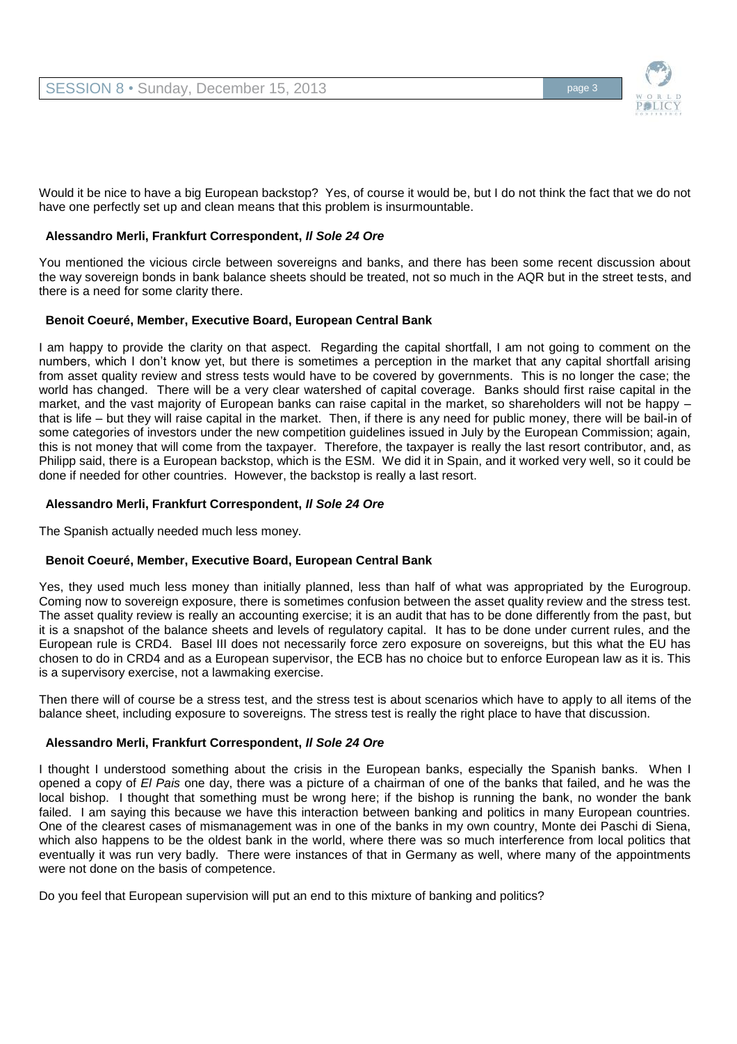Would it be nice to have a big European backstop? Yes, of course it would be, but I do not think the fact that we do not have one perfectly set up and clean means that this problem is insurmountable.

**Alessandro Merli, Frankfurt Correspondent, *Il Sole 24 Ore***

You mentioned the vicious circle between sovereigns and banks, and there has been some recent discussion about the way sovereign bonds in bank balance sheets should be treated, not so much in the AQR but in the street tests, and there is a need for some clarity there.

**Benoit Coeuré, Member, Executive Board, European Central Bank**

I am happy to provide the clarity on that aspect. Regarding the capital shortfall, I am not going to comment on the numbers, which I don't know yet, but there is sometimes a perception in the market that any capital shortfall arising from asset quality review and stress tests would have to be covered by governments. This is no longer the case; the world has changed. There will be a very clear watershed of capital coverage. Banks should first raise capital in the market, and the vast majority of European banks can raise capital in the market, so shareholders will not be happy – that is life – but they will raise capital in the market. Then, if there is any need for public money, there will be bail-in of some categories of investors under the new competition guidelines issued in July by the European Commission; again, this is not money that will come from the taxpayer. Therefore, the taxpayer is really the last resort contributor, and, as Philipp said, there is a European backstop, which is the ESM. We did it in Spain, and it worked very well, so it could be done if needed for other countries. However, the backstop is really a last resort.

**Alessandro Merli, Frankfurt Correspondent, *Il Sole 24 Ore***

The Spanish actually needed much less money.

**Benoit Coeuré, Member, Executive Board, European Central Bank**

Yes, they used much less money than initially planned, less than half of what was appropriated by the Eurogroup. Coming now to sovereign exposure, there is sometimes confusion between the asset quality review and the stress test. The asset quality review is really an accounting exercise; it is an audit that has to be done differently from the past, but it is a snapshot of the balance sheets and levels of regulatory capital. It has to be done under current rules, and the European rule is CRD4. Basel III does not necessarily force zero exposure on sovereigns, but this what the EU has chosen to do in CRD4 and as a European supervisor, the ECB has no choice but to enforce European law as it is. This is a supervisory exercise, not a lawmaking exercise.

Then there will of course be a stress test, and the stress test is about scenarios which have to apply to all items of the balance sheet, including exposure to sovereigns. The stress test is really the right place to have that discussion.

**Alessandro Merli, Frankfurt Correspondent, *Il Sole 24 Ore***

I thought I understood something about the crisis in the European banks, especially the Spanish banks. When I opened a copy of *El Pais* one day, there was a picture of a chairman of one of the banks that failed, and he was the local bishop. I thought that something must be wrong here; if the bishop is running the bank, no wonder the bank failed. I am saying this because we have this interaction between banking and politics in many European countries. One of the clearest cases of mismanagement was in one of the banks in my own country, Monte dei Paschi di Siena, which also happens to be the oldest bank in the world, where there was so much interference from local politics that eventually it was run very badly. There were instances of that in Germany as well, where many of the appointments were not done on the basis of competence.

Do you feel that European supervision will put an end to this mixture of banking and politics?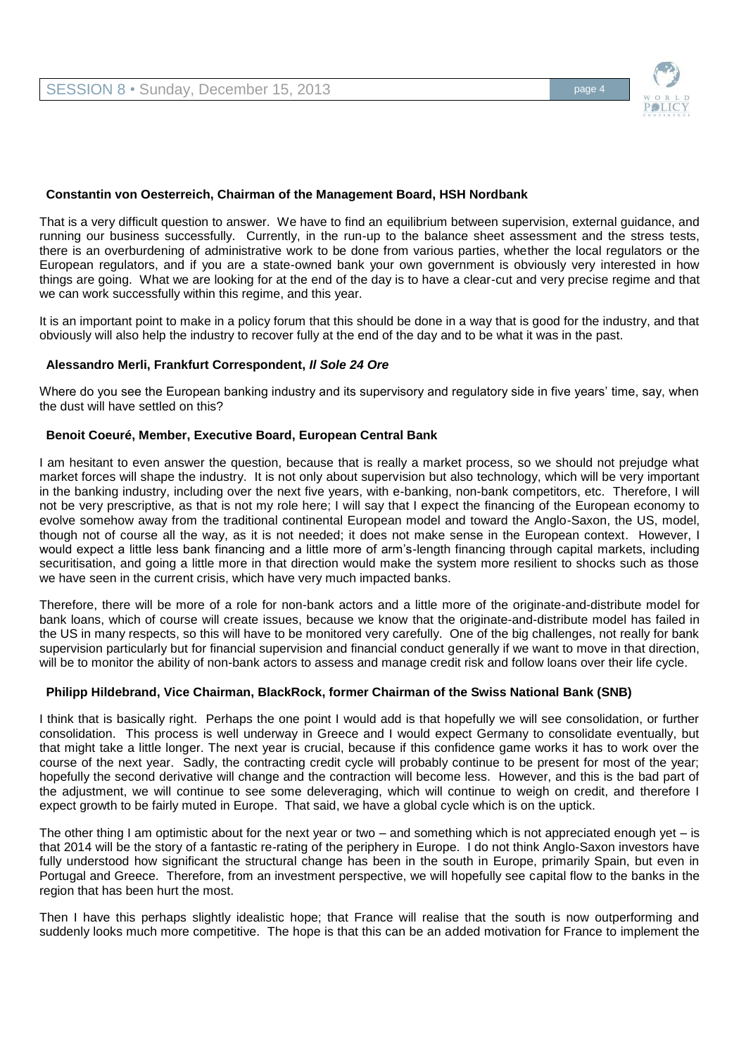**Constantin von Oesterreich, Chairman of the Management Board, HSH Nordbank**

That is a very difficult question to answer. We have to find an equilibrium between supervision, external guidance, and running our business successfully. Currently, in the run-up to the balance sheet assessment and the stress tests, there is an overburdening of administrative work to be done from various parties, whether the local regulators or the European regulators, and if you are a state-owned bank your own government is obviously very interested in how things are going. What we are looking for at the end of the day is to have a clear-cut and very precise regime and that we can work successfully within this regime, and this year.

It is an important point to make in a policy forum that this should be done in a way that is good for the industry, and that obviously will also help the industry to recover fully at the end of the day and to be what it was in the past.

**Alessandro Merli, Frankfurt Correspondent, *Il Sole 24 Ore***

Where do you see the European banking industry and its supervisory and regulatory side in five years' time, say, when the dust will have settled on this?

**Benoit Coeuré, Member, Executive Board, European Central Bank**

I am hesitant to even answer the question, because that is really a market process, so we should not prejudge what market forces will shape the industry. It is not only about supervision but also technology, which will be very important in the banking industry, including over the next five years, with e-banking, non-bank competitors, etc. Therefore, I will not be very prescriptive, as that is not my role here; I will say that I expect the financing of the European economy to evolve somehow away from the traditional continental European model and toward the Anglo-Saxon, the US, model, though not of course all the way, as it is not needed; it does not make sense in the European context. However, I would expect a little less bank financing and a little more of arm's-length financing through capital markets, including securitisation, and going a little more in that direction would make the system more resilient to shocks such as those we have seen in the current crisis, which have very much impacted banks.

Therefore, there will be more of a role for non-bank actors and a little more of the originate-and-distribute model for bank loans, which of course will create issues, because we know that the originate-and-distribute model has failed in the US in many respects, so this will have to be monitored very carefully. One of the big challenges, not really for bank supervision particularly but for financial supervision and financial conduct generally if we want to move in that direction, will be to monitor the ability of non-bank actors to assess and manage credit risk and follow loans over their life cycle.

**Philipp Hildebrand, Vice Chairman, BlackRock, former Chairman of the Swiss National Bank (SNB)**

I think that is basically right. Perhaps the one point I would add is that hopefully we will see consolidation, or further consolidation. This process is well underway in Greece and I would expect Germany to consolidate eventually, but that might take a little longer. The next year is crucial, because if this confidence game works it has to work over the course of the next year. Sadly, the contracting credit cycle will probably continue to be present for most of the year; hopefully the second derivative will change and the contraction will become less. However, and this is the bad part of the adjustment, we will continue to see some deleveraging, which will continue to weigh on credit, and therefore I expect growth to be fairly muted in Europe. That said, we have a global cycle which is on the uptick.

The other thing I am optimistic about for the next year or two – and something which is not appreciated enough yet – is that 2014 will be the story of a fantastic re-rating of the periphery in Europe. I do not think Anglo-Saxon investors have fully understood how significant the structural change has been in the south in Europe, primarily Spain, but even in Portugal and Greece. Therefore, from an investment perspective, we will hopefully see capital flow to the banks in the region that has been hurt the most.

Then I have this perhaps slightly idealistic hope; that France will realise that the south is now outperforming and suddenly looks much more competitive. The hope is that this can be an added motivation for France to implement the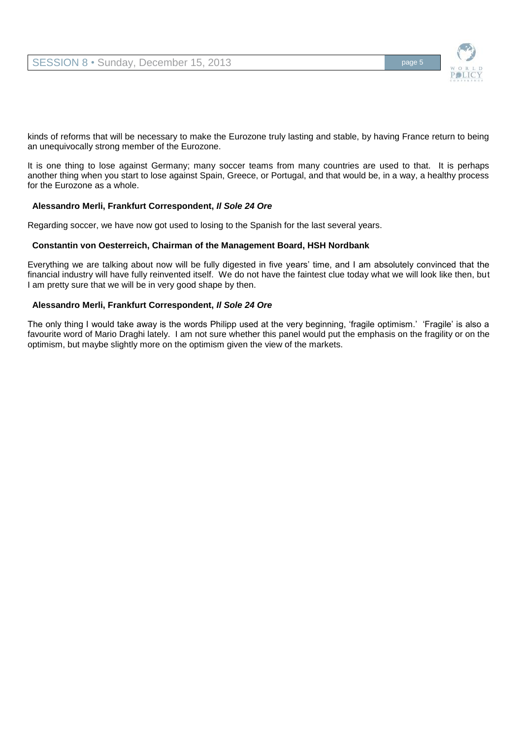kinds of reforms that will be necessary to make the Eurozone truly lasting and stable, by having France return to being an unequivocally strong member of the Eurozone.

It is one thing to lose against Germany; many soccer teams from many countries are used to that. It is perhaps another thing when you start to lose against Spain, Greece, or Portugal, and that would be, in a way, a healthy process for the Eurozone as a whole.

**Alessandro Merli, Frankfurt Correspondent, *Il Sole 24 Ore***

Regarding soccer, we have now got used to losing to the Spanish for the last several years.

**Constantin von Oesterreich, Chairman of the Management Board, HSH Nordbank**

Everything we are talking about now will be fully digested in five years' time, and I am absolutely convinced that the financial industry will have fully reinvented itself. We do not have the faintest clue today what we will look like then, but I am pretty sure that we will be in very good shape by then.

**Alessandro Merli, Frankfurt Correspondent, *Il Sole 24 Ore***

The only thing I would take away is the words Philipp used at the very beginning, 'fragile optimism.' 'Fragile' is also a favourite word of Mario Draghi lately. I am not sure whether this panel would put the emphasis on the fragility or on the optimism, but maybe slightly more on the optimism given the view of the markets.